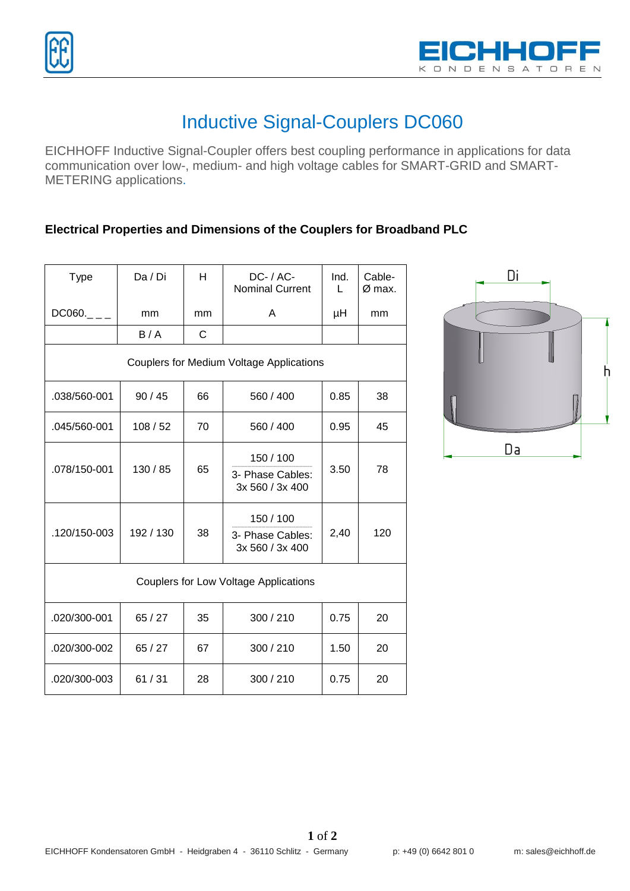# Inductive Signal-Couplers DC060

EICHHOFF Inductive Signal-Coupler offers best coupling performance in applications for data communication over low-, medium- and high voltage cables for SMART-GRID and SMART-METERING applications.

### Electrical Properties and Dimensions of the Couplers for Broadband PLC

| Type | Da / Di | H | DC- / AC- Nominal Current | Ind. L | Cable-Ø max. |
|---|---|---|---|---|---|
| DC060.\_ \_ \_ | mm | mm | A | µH | mm |
| | B / A | C | | | |
| Couplers for Medium Voltage Applications | | | | | |
| .038/560-001 | 90 / 45 | 66 | 560 / 400 | 0.85 | 38 |
| .045/560-001 | 108 / 52 | 70 | 560 / 400 | 0.95 | 45 |
| .078/150-001 | 130 / 85 | 65 | 150 / 100<br>3- Phase Cables: 3x 560 / 3x 400 | 3.50 | 78 |
| .120/150-003 | 192 / 130 | 38 | 150 / 100<br>3- Phase Cables: 3x 560 / 3x 400 | 2,40 | 120 |
| Couplers for Low Voltage Applications | | | | | |
| .020/300-001 | 65 / 27 | 35 | 300 / 210 | 0.75 | 20 |
| .020/300-002 | 65 / 27 | 67 | 300 / 210 | 1.50 | 20 |
| .020/300-003 | 61 / 31 | 28 | 300 / 210 | 0.75 | 20 |

Di

h

Da

EICHHOFF Kondensatoren GmbH - Heidgraben 4 - 36110 Schlitz - Germany p: +49 (0) 6642 801 0 m: sales@eichhoff.de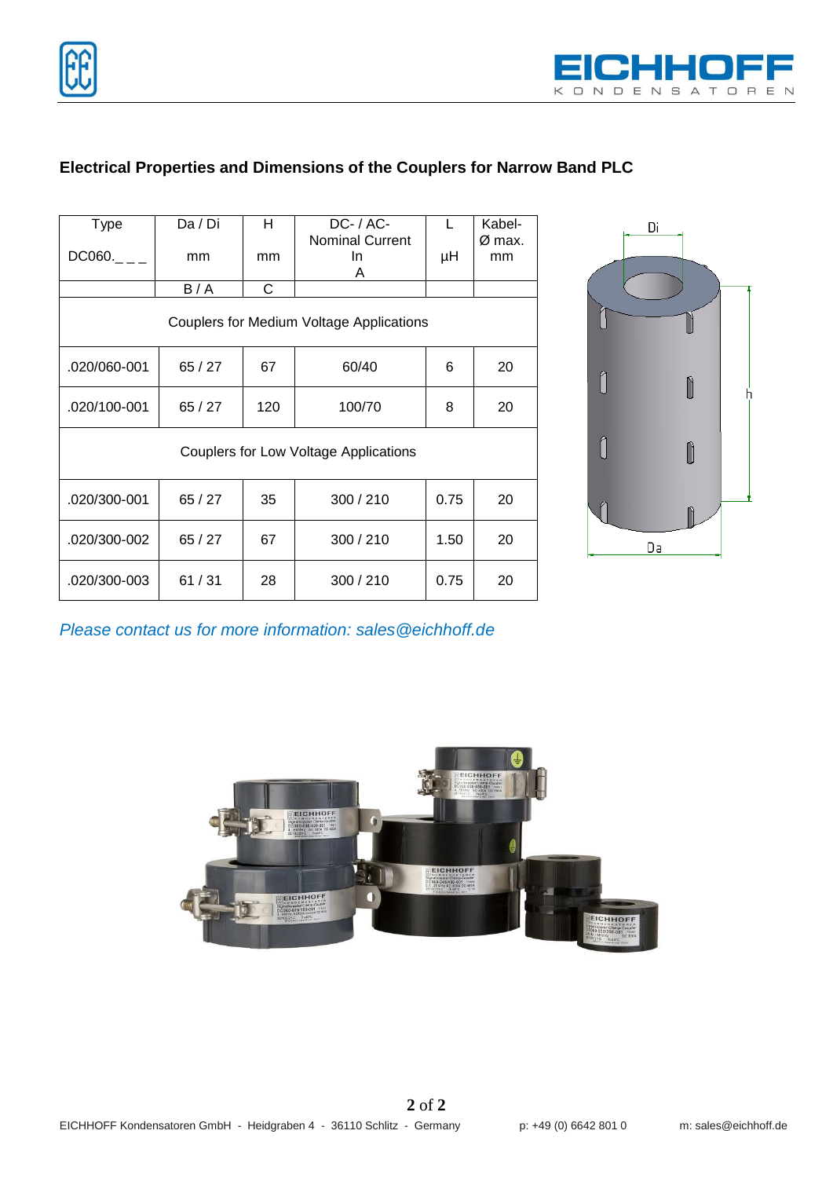## Electrical Properties and Dimensions of the Couplers for Narrow Band PLC

| Type<br>DC060._ _ _ | Da / Di<br>mm | H<br>mm | DC- / AC-<br>Nominal Current<br>In<br>A | L<br>µH | Kabel-<br>Ø max.<br>mm |
|---|---|---|---|---|---|
| | B / A | C | | | |
| Couplers for Medium Voltage Applications | | | | | |
| .020/060-001 | 65 / 27 | 67 | 60/40 | 6 | 20 |
| .020/100-001 | 65 / 27 | 120 | 100/70 | 8 | 20 |
| Couplers for Low Voltage Applications | | | | | |
| .020/300-001 | 65 / 27 | 35 | 300 / 210 | 0.75 | 20 |
| .020/300-002 | 65 / 27 | 67 | 300 / 210 | 1.50 | 20 |
| .020/300-003 | 61 / 31 | 28 | 300 / 210 | 0.75 | 20 |

Di

h

Da

*Please contact us for more information: sales@eichhoff.de*